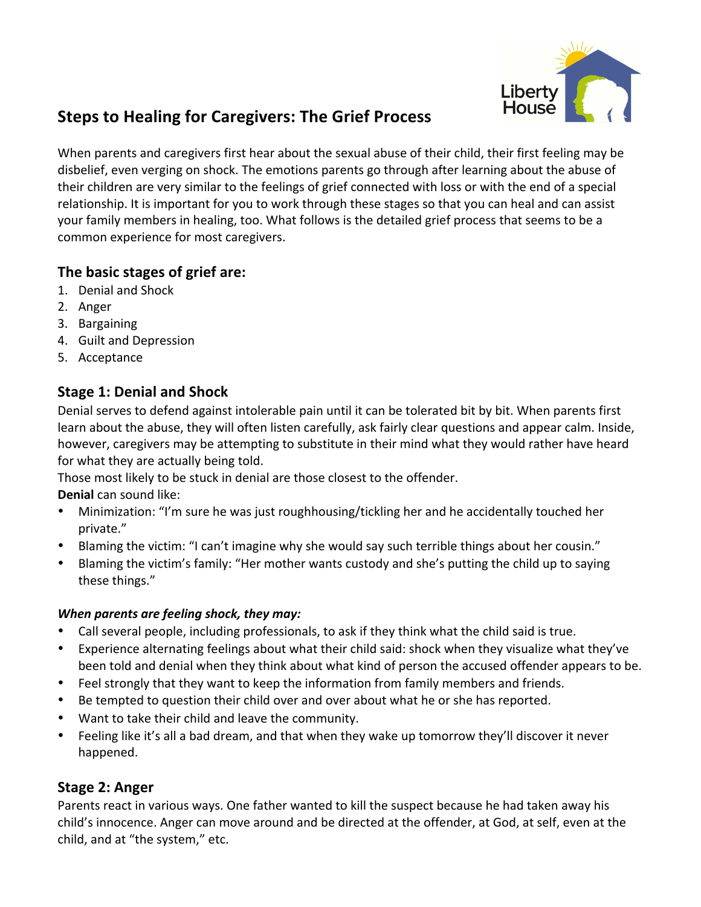# Steps to Healing for Caregivers: The Grief Process

When parents and caregivers first hear about the sexual abuse of their child, their first feeling may be disbelief, even verging on shock. The emotions parents go through after learning about the abuse of their children are very similar to the feelings of grief connected with loss or with the end of a special relationship. It is important for you to work through these stages so that you can heal and can assist your family members in healing, too. What follows is the detailed grief process that seems to be a common experience for most caregivers.

## The basic stages of grief are:

1. Denial and Shock
2. Anger
3. Bargaining
4. Guilt and Depression
5. Acceptance

## Stage 1: Denial and Shock

Denial serves to defend against intolerable pain until it can be tolerated bit by bit. When parents first learn about the abuse, they will often listen carefully, ask fairly clear questions and appear calm. Inside, however, caregivers may be attempting to substitute in their mind what they would rather have heard for what they are actually being told.

Those most likely to be stuck in denial are those closest to the offender.

**Denial** can sound like:

- Minimization: "I'm sure he was just roughhousing/tickling her and he accidentally touched her private."
- Blaming the victim: "I can't imagine why she would say such terrible things about her cousin."
- Blaming the victim's family: "Her mother wants custody and she's putting the child up to saying these things."

***When parents are feeling shock, they may:***

- Call several people, including professionals, to ask if they think what the child said is true.
- Experience alternating feelings about what their child said: shock when they visualize what they've been told and denial when they think about what kind of person the accused offender appears to be.
- Feel strongly that they want to keep the information from family members and friends.
- Be tempted to question their child over and over about what he or she has reported.
- Want to take their child and leave the community.
- Feeling like it's all a bad dream, and that when they wake up tomorrow they'll discover it never happened.

## Stage 2: Anger

Parents react in various ways. One father wanted to kill the suspect because he had taken away his child's innocence. Anger can move around and be directed at the offender, at God, at self, even at the child, and at "the system," etc.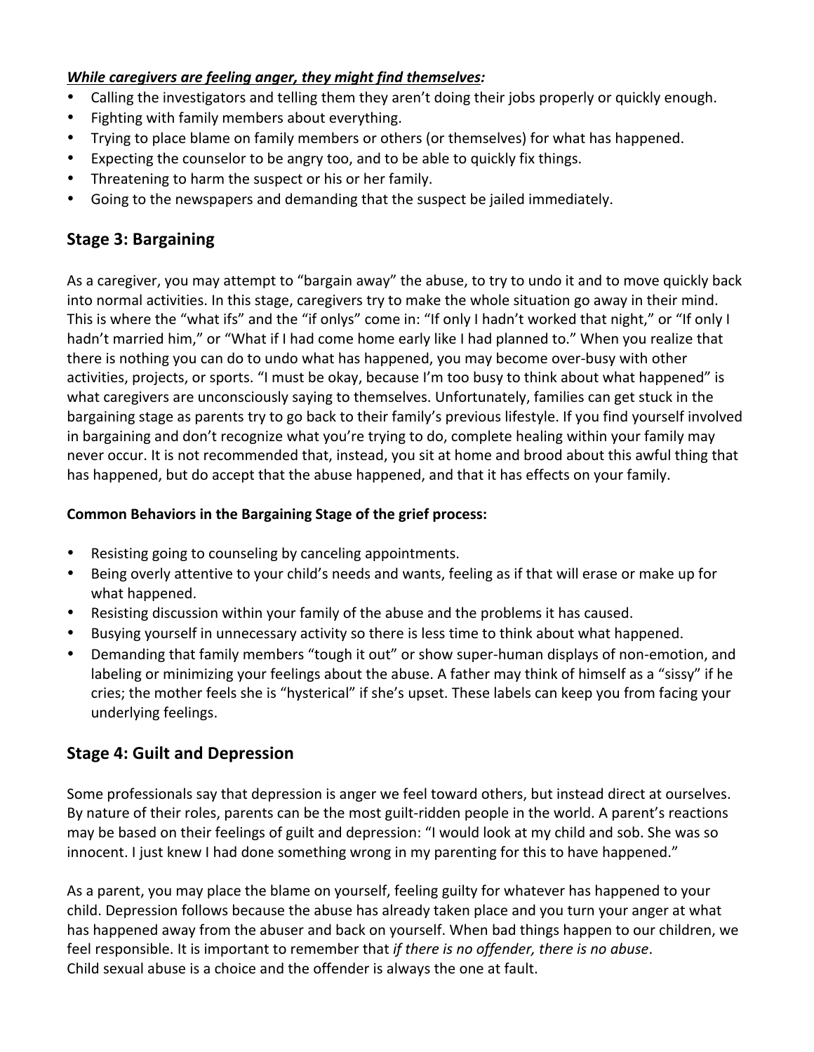***While caregivers are feeling anger, they might find themselves:***

- Calling the investigators and telling them they aren't doing their jobs properly or quickly enough.
- Fighting with family members about everything.
- Trying to place blame on family members or others (or themselves) for what has happened.
- Expecting the counselor to be angry too, and to be able to quickly fix things.
- Threatening to harm the suspect or his or her family.
- Going to the newspapers and demanding that the suspect be jailed immediately.

## Stage 3: Bargaining

As a caregiver, you may attempt to "bargain away" the abuse, to try to undo it and to move quickly back into normal activities. In this stage, caregivers try to make the whole situation go away in their mind. This is where the "what ifs" and the "if onlys" come in: "If only I hadn't worked that night," or "If only I hadn't married him," or "What if I had come home early like I had planned to." When you realize that there is nothing you can do to undo what has happened, you may become over-busy with other activities, projects, or sports. "I must be okay, because I'm too busy to think about what happened" is what caregivers are unconsciously saying to themselves. Unfortunately, families can get stuck in the bargaining stage as parents try to go back to their family's previous lifestyle. If you find yourself involved in bargaining and don't recognize what you're trying to do, complete healing within your family may never occur. It is not recommended that, instead, you sit at home and brood about this awful thing that has happened, but do accept that the abuse happened, and that it has effects on your family.

**Common Behaviors in the Bargaining Stage of the grief process:**

- Resisting going to counseling by canceling appointments.
- Being overly attentive to your child's needs and wants, feeling as if that will erase or make up for what happened.
- Resisting discussion within your family of the abuse and the problems it has caused.
- Busying yourself in unnecessary activity so there is less time to think about what happened.
- Demanding that family members "tough it out" or show super-human displays of non-emotion, and labeling or minimizing your feelings about the abuse. A father may think of himself as a "sissy" if he cries; the mother feels she is "hysterical" if she's upset. These labels can keep you from facing your underlying feelings.

## Stage 4: Guilt and Depression

Some professionals say that depression is anger we feel toward others, but instead direct at ourselves. By nature of their roles, parents can be the most guilt-ridden people in the world. A parent's reactions may be based on their feelings of guilt and depression: "I would look at my child and sob. She was so innocent. I just knew I had done something wrong in my parenting for this to have happened."

As a parent, you may place the blame on yourself, feeling guilty for whatever has happened to your child. Depression follows because the abuse has already taken place and you turn your anger at what has happened away from the abuser and back on yourself. When bad things happen to our children, we feel responsible. It is important to remember that *if there is no offender, there is no abuse*. Child sexual abuse is a choice and the offender is always the one at fault.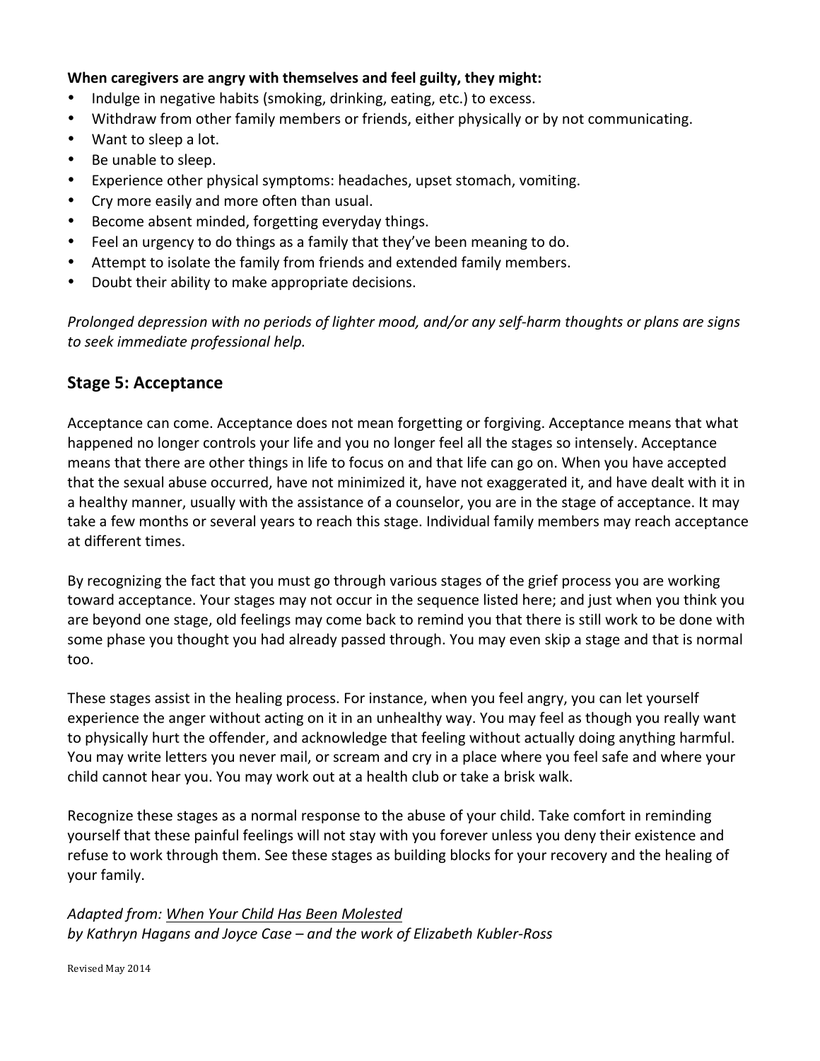**When caregivers are angry with themselves and feel guilty, they might:**

- Indulge in negative habits (smoking, drinking, eating, etc.) to excess.
- Withdraw from other family members or friends, either physically or by not communicating.
- Want to sleep a lot.
- Be unable to sleep.
- Experience other physical symptoms: headaches, upset stomach, vomiting.
- Cry more easily and more often than usual.
- Become absent minded, forgetting everyday things.
- Feel an urgency to do things as a family that they've been meaning to do.
- Attempt to isolate the family from friends and extended family members.
- Doubt their ability to make appropriate decisions.

*Prolonged depression with no periods of lighter mood, and/or any self-harm thoughts or plans are signs to seek immediate professional help.*

## Stage 5: Acceptance

Acceptance can come. Acceptance does not mean forgetting or forgiving. Acceptance means that what happened no longer controls your life and you no longer feel all the stages so intensely. Acceptance means that there are other things in life to focus on and that life can go on. When you have accepted that the sexual abuse occurred, have not minimized it, have not exaggerated it, and have dealt with it in a healthy manner, usually with the assistance of a counselor, you are in the stage of acceptance. It may take a few months or several years to reach this stage. Individual family members may reach acceptance at different times.

By recognizing the fact that you must go through various stages of the grief process you are working toward acceptance. Your stages may not occur in the sequence listed here; and just when you think you are beyond one stage, old feelings may come back to remind you that there is still work to be done with some phase you thought you had already passed through. You may even skip a stage and that is normal too.

These stages assist in the healing process. For instance, when you feel angry, you can let yourself experience the anger without acting on it in an unhealthy way. You may feel as though you really want to physically hurt the offender, and acknowledge that feeling without actually doing anything harmful. You may write letters you never mail, or scream and cry in a place where you feel safe and where your child cannot hear you. You may work out at a health club or take a brisk walk.

Recognize these stages as a normal response to the abuse of your child. Take comfort in reminding yourself that these painful feelings will not stay with you forever unless you deny their existence and refuse to work through them. See these stages as building blocks for your recovery and the healing of your family.

*Adapted from: When Your Child Has Been Molested*
*by Kathryn Hagans and Joyce Case – and the work of Elizabeth Kubler-Ross*

Revised May 2014